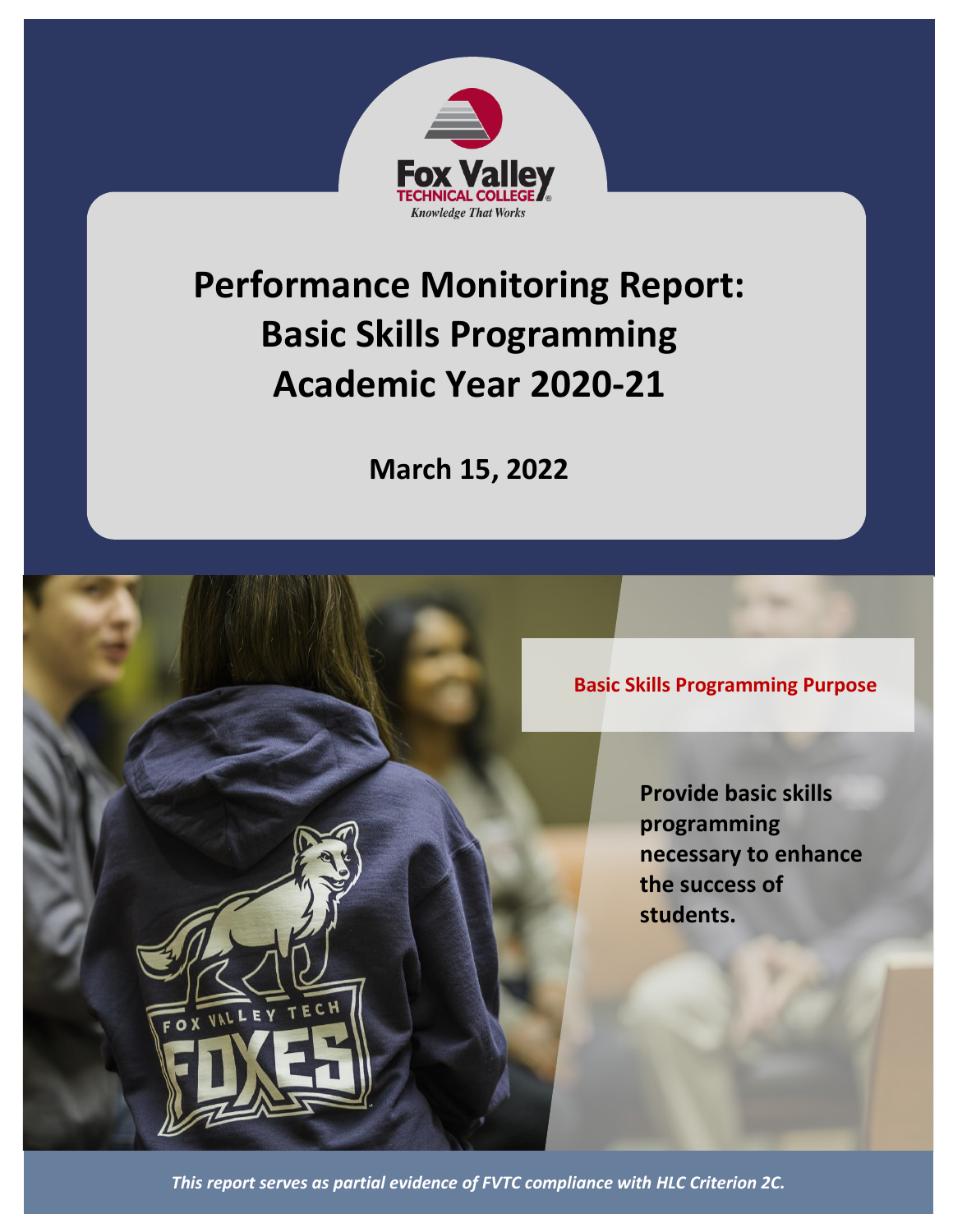Fox Valley
TECHNICAL COLLEGE
*Knowledge That Works*

# Performance Monitoring Report: Basic Skills Programming Academic Year 2020-21

**March 15, 2022**

## Basic Skills Programming Purpose

**Provide basic skills programming necessary to enhance the success of students.**

*This report serves as partial evidence of FVTC compliance with HLC Criterion 2C.*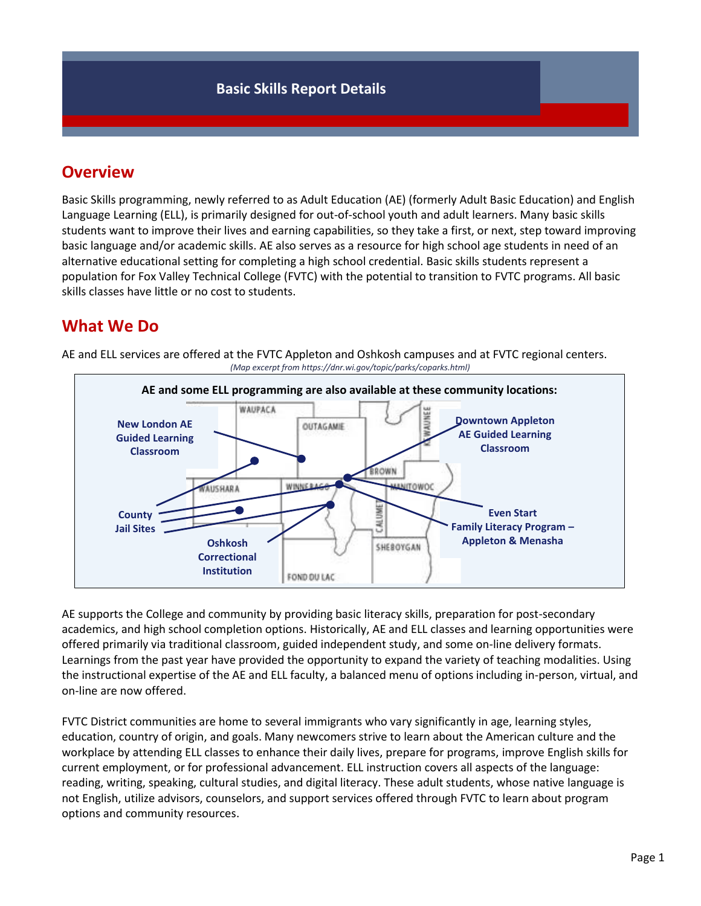# Basic Skills Report Details

## Overview

Basic Skills programming, newly referred to as Adult Education (AE) (formerly Adult Basic Education) and English Language Learning (ELL), is primarily designed for out-of-school youth and adult learners. Many basic skills students want to improve their lives and earning capabilities, so they take a first, or next, step toward improving basic language and/or academic skills. AE also serves as a resource for high school age students in need of an alternative educational setting for completing a high school credential. Basic skills students represent a population for Fox Valley Technical College (FVTC) with the potential to transition to FVTC programs. All basic skills classes have little or no cost to students.

## What We Do

AE and ELL services are offered at the FVTC Appleton and Oshkosh campuses and at FVTC regional centers.

*(Map excerpt from https://dnr.wi.gov/topic/parks/coparks.html)*

**AE and some ELL programming are also available at these community locations:**

- **New London AE Guided Learning Classroom**
- **Downtown Appleton AE Guided Learning Classroom**
- **County Jail Sites**
- **Oshkosh Correctional Institution**
- **Even Start Family Literacy Program – Appleton & Menasha**

AE supports the College and community by providing basic literacy skills, preparation for post-secondary academics, and high school completion options. Historically, AE and ELL classes and learning opportunities were offered primarily via traditional classroom, guided independent study, and some on-line delivery formats. Learnings from the past year have provided the opportunity to expand the variety of teaching modalities. Using the instructional expertise of the AE and ELL faculty, a balanced menu of options including in-person, virtual, and on-line are now offered.

FVTC District communities are home to several immigrants who vary significantly in age, learning styles, education, country of origin, and goals. Many newcomers strive to learn about the American culture and the workplace by attending ELL classes to enhance their daily lives, prepare for programs, improve English skills for current employment, or for professional advancement. ELL instruction covers all aspects of the language: reading, writing, speaking, cultural studies, and digital literacy. These adult students, whose native language is not English, utilize advisors, counselors, and support services offered through FVTC to learn about program options and community resources.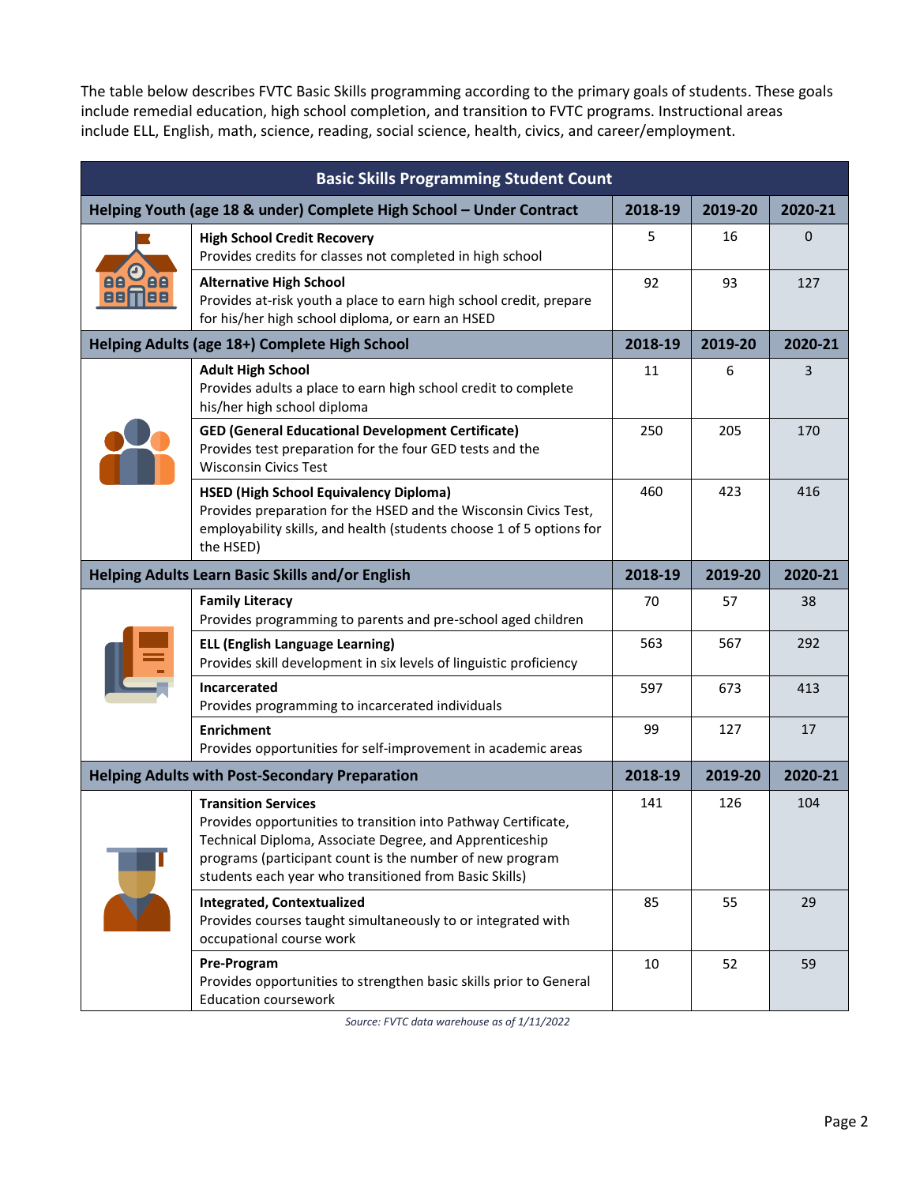The table below describes FVTC Basic Skills programming according to the primary goals of students. These goals include remedial education, high school completion, and transition to FVTC programs. Instructional areas include ELL, English, math, science, reading, social science, health, civics, and career/employment.

| Basic Skills Programming Student Count | | | |
|---|---|---|---|
| **Helping Youth (age 18 & under) Complete High School – Under Contract** | **2018-19** | **2019-20** | **2020-21** |
| **High School Credit Recovery**<br>Provides credits for classes not completed in high school | 5 | 16 | 0 |
| **Alternative High School**<br>Provides at-risk youth a place to earn high school credit, prepare for his/her high school diploma, or earn an HSED | 92 | 93 | 127 |
| **Helping Adults (age 18+) Complete High School** | **2018-19** | **2019-20** | **2020-21** |
| **Adult High School**<br>Provides adults a place to earn high school credit to complete his/her high school diploma | 11 | 6 | 3 |
| **GED (General Educational Development Certificate)**<br>Provides test preparation for the four GED tests and the Wisconsin Civics Test | 250 | 205 | 170 |
| **HSED (High School Equivalency Diploma)**<br>Provides preparation for the HSED and the Wisconsin Civics Test, employability skills, and health (students choose 1 of 5 options for the HSED) | 460 | 423 | 416 |
| **Helping Adults Learn Basic Skills and/or English** | **2018-19** | **2019-20** | **2020-21** |
| **Family Literacy**<br>Provides programming to parents and pre-school aged children | 70 | 57 | 38 |
| **ELL (English Language Learning)**<br>Provides skill development in six levels of linguistic proficiency | 563 | 567 | 292 |
| **Incarcerated**<br>Provides programming to incarcerated individuals | 597 | 673 | 413 |
| **Enrichment**<br>Provides opportunities for self-improvement in academic areas | 99 | 127 | 17 |
| **Helping Adults with Post-Secondary Preparation** | **2018-19** | **2019-20** | **2020-21** |
| **Transition Services**<br>Provides opportunities to transition into Pathway Certificate, Technical Diploma, Associate Degree, and Apprenticeship programs (participant count is the number of new program students each year who transitioned from Basic Skills) | 141 | 126 | 104 |
| **Integrated, Contextualized**<br>Provides courses taught simultaneously to or integrated with occupational course work | 85 | 55 | 29 |
| **Pre-Program**<br>Provides opportunities to strengthen basic skills prior to General Education coursework | 10 | 52 | 59 |

*Source: FVTC data warehouse as of 1/11/2022*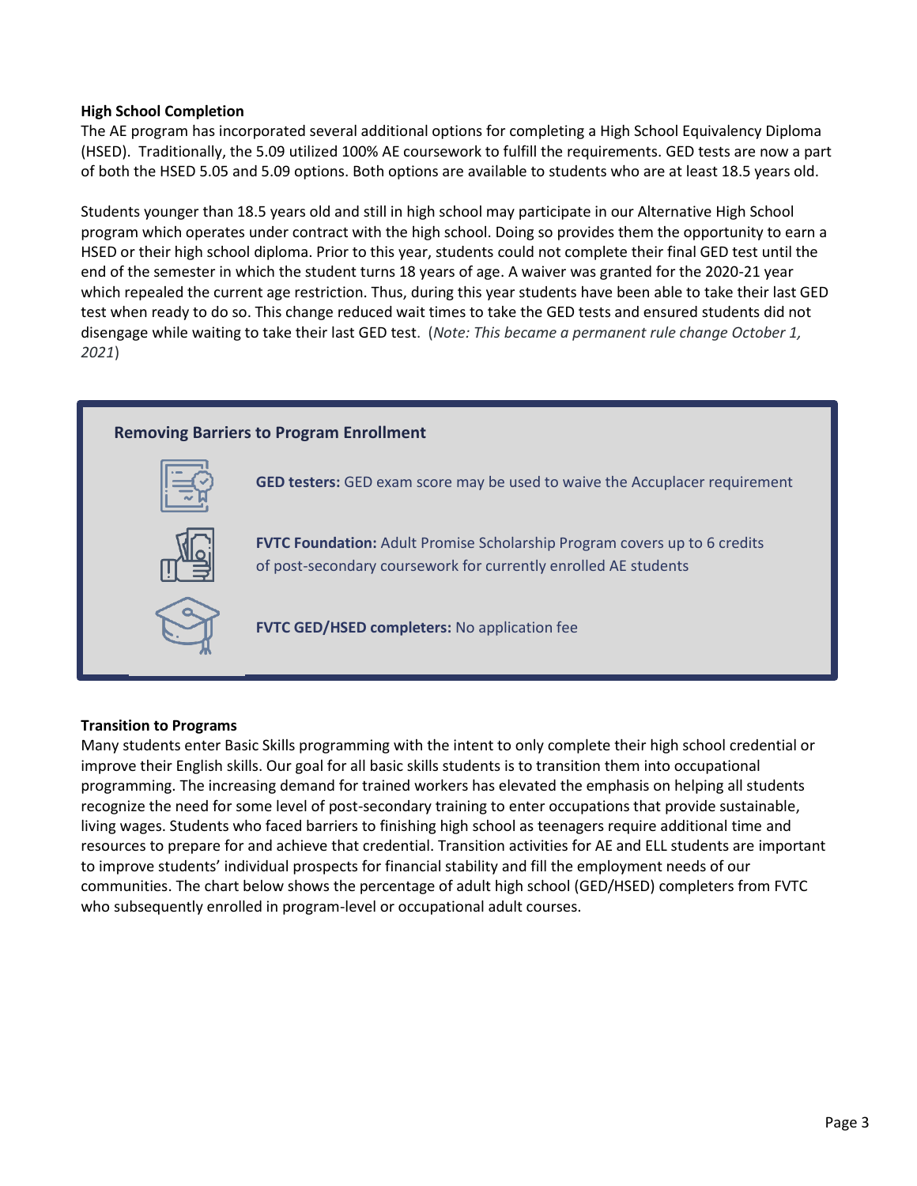**High School Completion**

The AE program has incorporated several additional options for completing a High School Equivalency Diploma (HSED). Traditionally, the 5.09 utilized 100% AE coursework to fulfill the requirements. GED tests are now a part of both the HSED 5.05 and 5.09 options. Both options are available to students who are at least 18.5 years old.

Students younger than 18.5 years old and still in high school may participate in our Alternative High School program which operates under contract with the high school. Doing so provides them the opportunity to earn a HSED or their high school diploma. Prior to this year, students could not complete their final GED test until the end of the semester in which the student turns 18 years of age. A waiver was granted for the 2020-21 year which repealed the current age restriction. Thus, during this year students have been able to take their last GED test when ready to do so. This change reduced wait times to take the GED tests and ensured students did not disengage while waiting to take their last GED test. (*Note: This became a permanent rule change October 1, 2021*)

**Removing Barriers to Program Enrollment**

**GED testers:** GED exam score may be used to waive the Accuplacer requirement

**FVTC Foundation:** Adult Promise Scholarship Program covers up to 6 credits of post-secondary coursework for currently enrolled AE students

**FVTC GED/HSED completers:** No application fee

**Transition to Programs**

Many students enter Basic Skills programming with the intent to only complete their high school credential or improve their English skills. Our goal for all basic skills students is to transition them into occupational programming. The increasing demand for trained workers has elevated the emphasis on helping all students recognize the need for some level of post-secondary training to enter occupations that provide sustainable, living wages. Students who faced barriers to finishing high school as teenagers require additional time and resources to prepare for and achieve that credential. Transition activities for AE and ELL students are important to improve students' individual prospects for financial stability and fill the employment needs of our communities. The chart below shows the percentage of adult high school (GED/HSED) completers from FVTC who subsequently enrolled in program-level or occupational adult courses.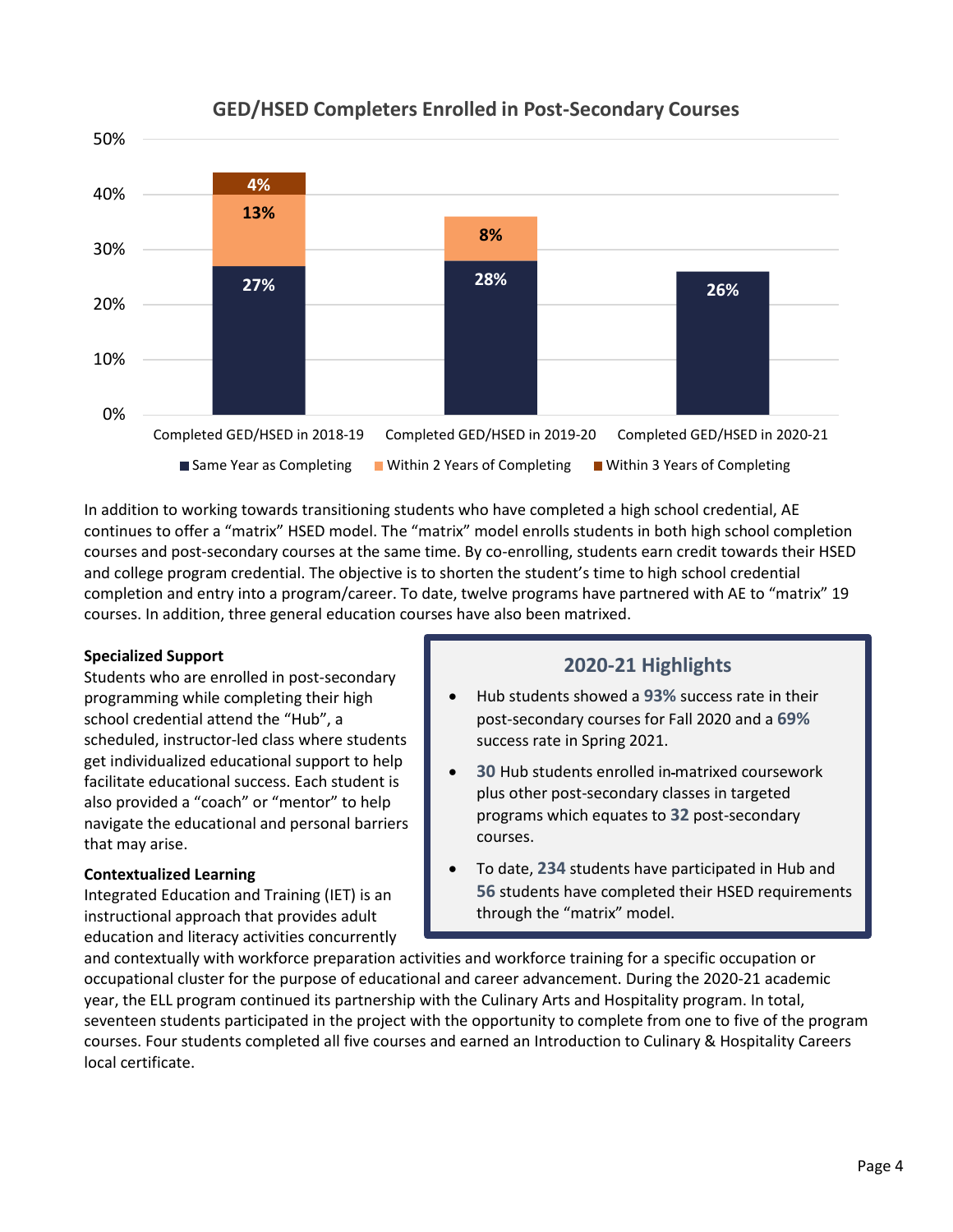## GED/HSED Completers Enrolled in Post-Secondary Courses

| | Same Year as Completing | Within 2 Years of Completing | Within 3 Years of Completing |
|---|---|---|---|
| Completed GED/HSED in 2018-19 | 27% | 13% | 4% |
| Completed GED/HSED in 2019-20 | 28% | 8% | |
| Completed GED/HSED in 2020-21 | 26% | | |

In addition to working towards transitioning students who have completed a high school credential, AE continues to offer a "matrix" HSED model. The "matrix" model enrolls students in both high school completion courses and post-secondary courses at the same time. By co-enrolling, students earn credit towards their HSED and college program credential. The objective is to shorten the student's time to high school credential completion and entry into a program/career. To date, twelve programs have partnered with AE to "matrix" 19 courses. In addition, three general education courses have also been matrixed.

### 2020-21 Highlights

- Hub students showed a **93%** success rate in their post-secondary courses for Fall 2020 and a **69%** success rate in Spring 2021.
- **30** Hub students enrolled in-matrixed coursework plus other post-secondary classes in targeted programs which equates to **32** post-secondary courses.
- To date, **234** students have participated in Hub and **56** students have completed their HSED requirements through the "matrix" model.

**Specialized Support**

Students who are enrolled in post-secondary programming while completing their high school credential attend the "Hub", a scheduled, instructor-led class where students get individualized educational support to help facilitate educational success. Each student is also provided a "coach" or "mentor" to help navigate the educational and personal barriers that may arise.

**Contextualized Learning**

Integrated Education and Training (IET) is an instructional approach that provides adult education and literacy activities concurrently and contextually with workforce preparation activities and workforce training for a specific occupation or occupational cluster for the purpose of educational and career advancement. During the 2020-21 academic year, the ELL program continued its partnership with the Culinary Arts and Hospitality program. In total, seventeen students participated in the project with the opportunity to complete from one to five of the program courses. Four students completed all five courses and earned an Introduction to Culinary & Hospitality Careers local certificate.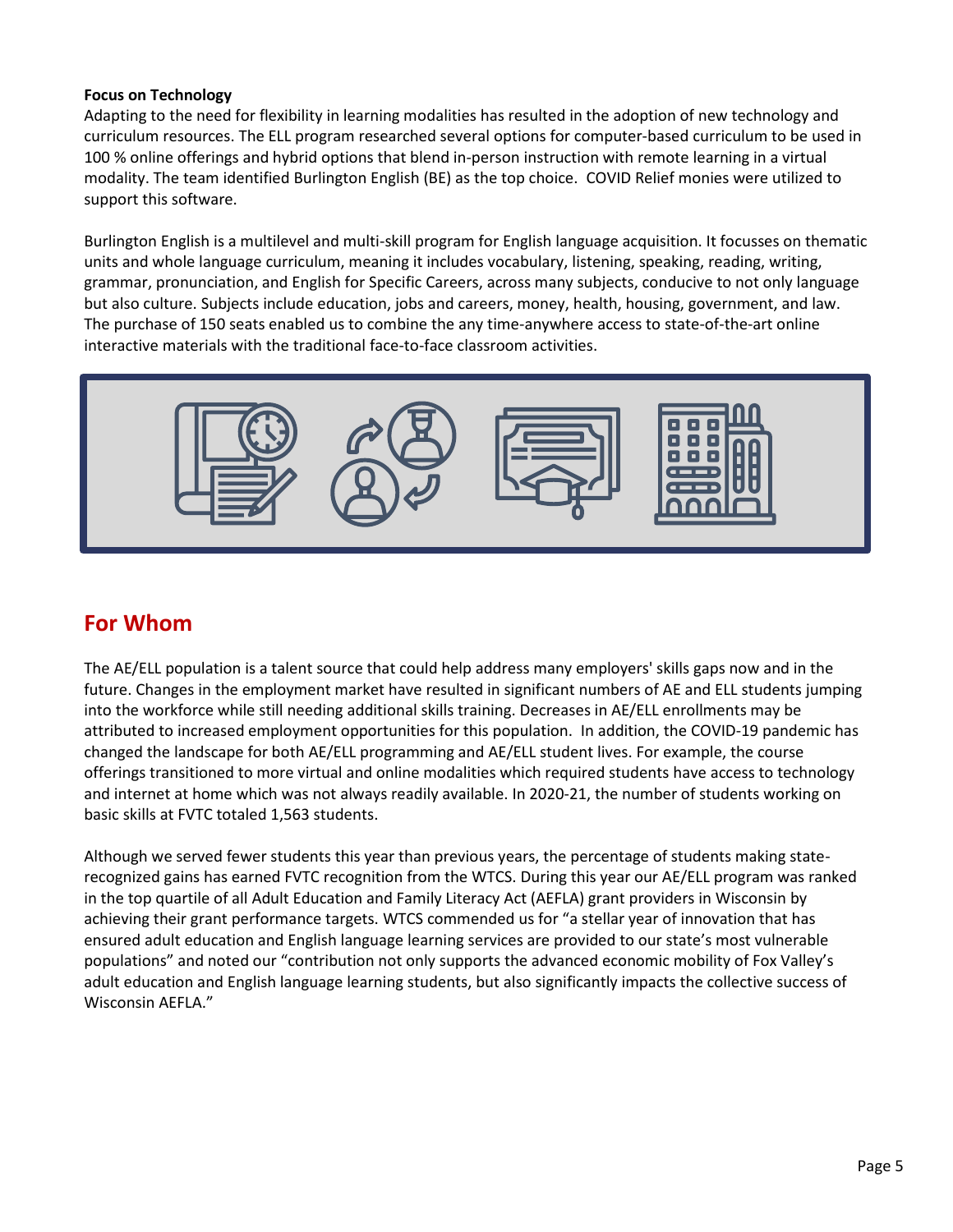**Focus on Technology**

Adapting to the need for flexibility in learning modalities has resulted in the adoption of new technology and curriculum resources. The ELL program researched several options for computer-based curriculum to be used in 100 % online offerings and hybrid options that blend in-person instruction with remote learning in a virtual modality. The team identified Burlington English (BE) as the top choice. COVID Relief monies were utilized to support this software.

Burlington English is a multilevel and multi-skill program for English language acquisition. It focusses on thematic units and whole language curriculum, meaning it includes vocabulary, listening, speaking, reading, writing, grammar, pronunciation, and English for Specific Careers, across many subjects, conducive to not only language but also culture. Subjects include education, jobs and careers, money, health, housing, government, and law. The purchase of 150 seats enabled us to combine the any time-anywhere access to state-of-the-art online interactive materials with the traditional face-to-face classroom activities.

## For Whom

The AE/ELL population is a talent source that could help address many employers' skills gaps now and in the future. Changes in the employment market have resulted in significant numbers of AE and ELL students jumping into the workforce while still needing additional skills training. Decreases in AE/ELL enrollments may be attributed to increased employment opportunities for this population. In addition, the COVID-19 pandemic has changed the landscape for both AE/ELL programming and AE/ELL student lives. For example, the course offerings transitioned to more virtual and online modalities which required students have access to technology and internet at home which was not always readily available. In 2020-21, the number of students working on basic skills at FVTC totaled 1,563 students.

Although we served fewer students this year than previous years, the percentage of students making state-recognized gains has earned FVTC recognition from the WTCS. During this year our AE/ELL program was ranked in the top quartile of all Adult Education and Family Literacy Act (AEFLA) grant providers in Wisconsin by achieving their grant performance targets. WTCS commended us for "a stellar year of innovation that has ensured adult education and English language learning services are provided to our state's most vulnerable populations" and noted our "contribution not only supports the advanced economic mobility of Fox Valley's adult education and English language learning students, but also significantly impacts the collective success of Wisconsin AEFLA."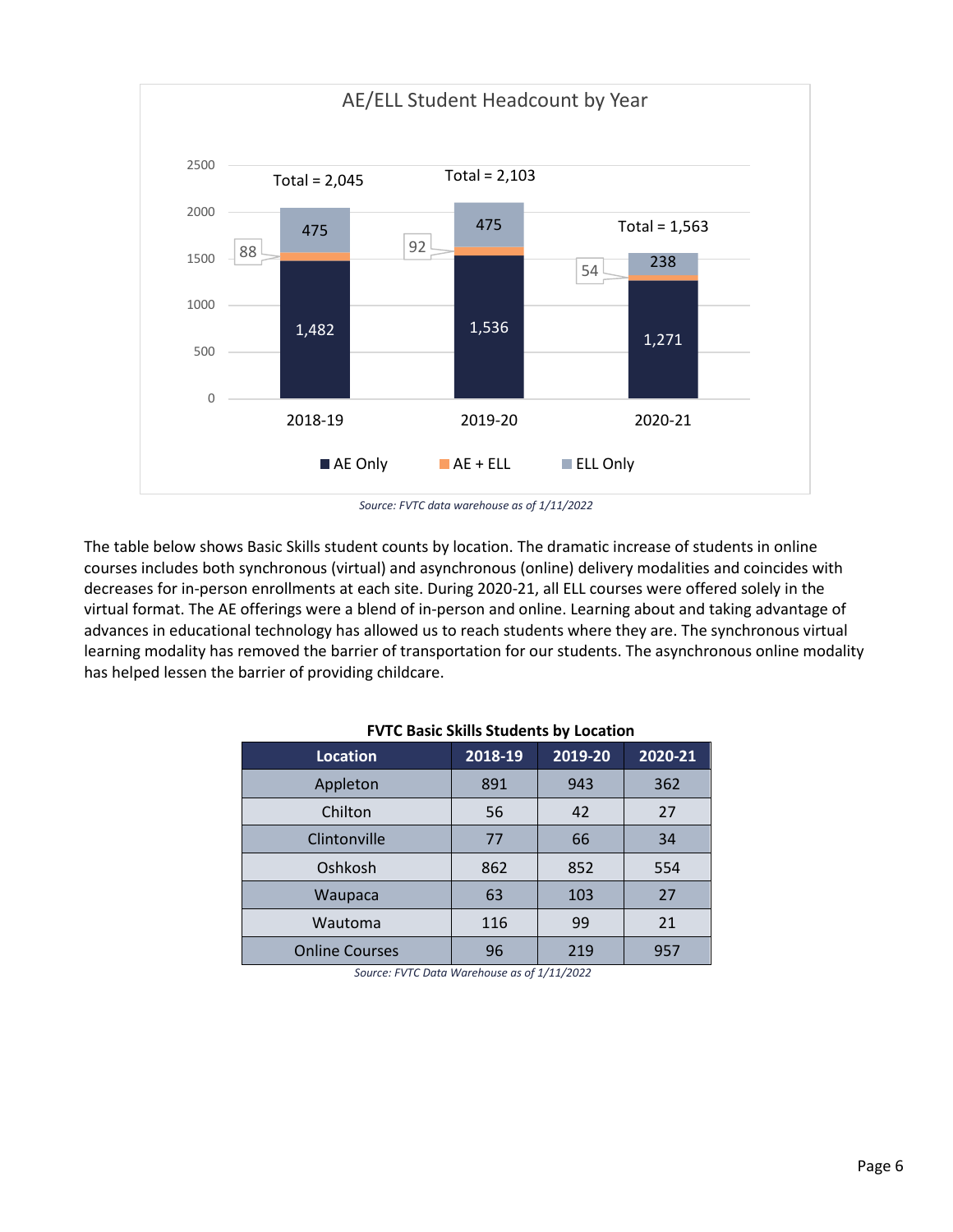**AE/ELL Student Headcount by Year**

| Year | AE Only | AE + ELL | ELL Only | Total |
|---|---|---|---|---|
| 2018-19 | 1,482 | 88 | 475 | 2,045 |
| 2019-20 | 1,536 | 92 | 475 | 2,103 |
| 2020-21 | 1,271 | 54 | 238 | 1,563 |

*Source: FVTC data warehouse as of 1/11/2022*

The table below shows Basic Skills student counts by location. The dramatic increase of students in online courses includes both synchronous (virtual) and asynchronous (online) delivery modalities and coincides with decreases for in-person enrollments at each site. During 2020-21, all ELL courses were offered solely in the virtual format. The AE offerings were a blend of in-person and online. Learning about and taking advantage of advances in educational technology has allowed us to reach students where they are. The synchronous virtual learning modality has removed the barrier of transportation for our students. The asynchronous online modality has helped lessen the barrier of providing childcare.

**FVTC Basic Skills Students by Location**

| Location | 2018-19 | 2019-20 | 2020-21 |
|---|---|---|---|
| Appleton | 891 | 943 | 362 |
| Chilton | 56 | 42 | 27 |
| Clintonville | 77 | 66 | 34 |
| Oshkosh | 862 | 852 | 554 |
| Waupaca | 63 | 103 | 27 |
| Wautoma | 116 | 99 | 21 |
| Online Courses | 96 | 219 | 957 |

*Source: FVTC Data Warehouse as of 1/11/2022*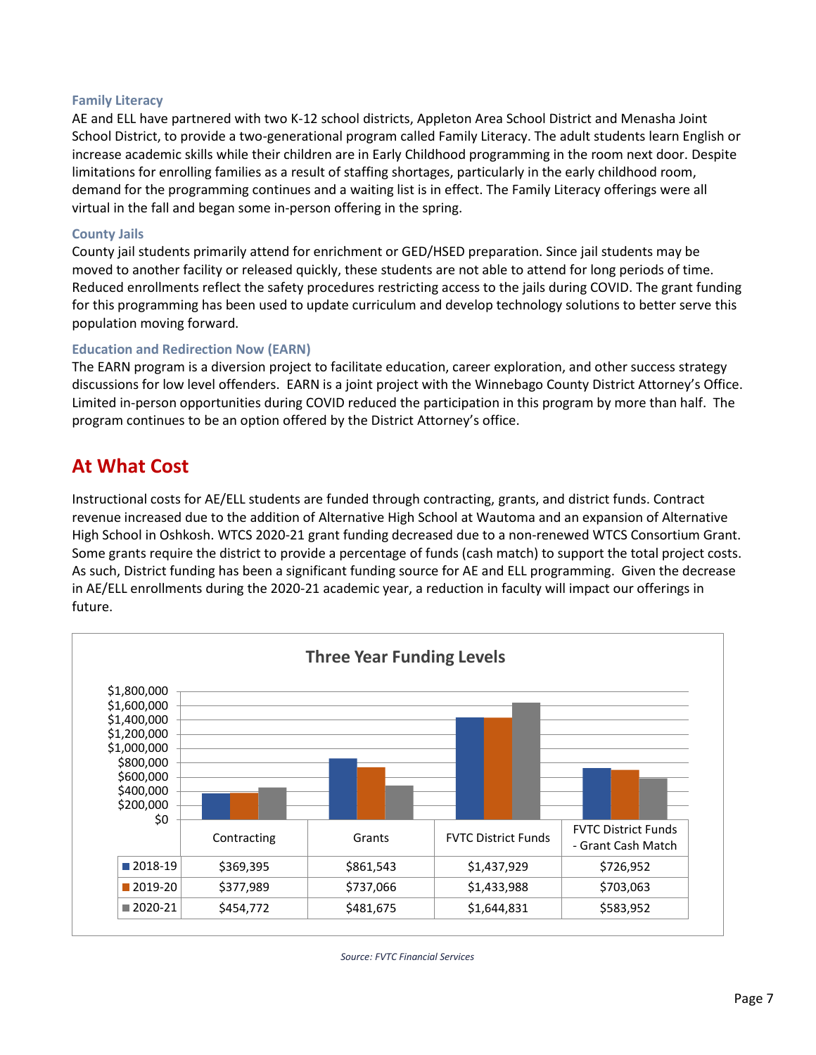### Family Literacy

AE and ELL have partnered with two K-12 school districts, Appleton Area School District and Menasha Joint School District, to provide a two-generational program called Family Literacy. The adult students learn English or increase academic skills while their children are in Early Childhood programming in the room next door. Despite limitations for enrolling families as a result of staffing shortages, particularly in the early childhood room, demand for the programming continues and a waiting list is in effect. The Family Literacy offerings were all virtual in the fall and began some in-person offering in the spring.

### County Jails

County jail students primarily attend for enrichment or GED/HSED preparation. Since jail students may be moved to another facility or released quickly, these students are not able to attend for long periods of time. Reduced enrollments reflect the safety procedures restricting access to the jails during COVID. The grant funding for this programming has been used to update curriculum and develop technology solutions to better serve this population moving forward.

### Education and Redirection Now (EARN)

The EARN program is a diversion project to facilitate education, career exploration, and other success strategy discussions for low level offenders. EARN is a joint project with the Winnebago County District Attorney's Office. Limited in-person opportunities during COVID reduced the participation in this program by more than half. The program continues to be an option offered by the District Attorney's office.

## At What Cost

Instructional costs for AE/ELL students are funded through contracting, grants, and district funds. Contract revenue increased due to the addition of Alternative High School at Wautoma and an expansion of Alternative High School in Oshkosh. WTCS 2020-21 grant funding decreased due to a non-renewed WTCS Consortium Grant. Some grants require the district to provide a percentage of funds (cash match) to support the total project costs. As such, District funding has been a significant funding source for AE and ELL programming. Given the decrease in AE/ELL enrollments during the 2020-21 academic year, a reduction in faculty will impact our offerings in future.

**Three Year Funding Levels**

| | Contracting | Grants | FVTC District Funds | FVTC District Funds - Grant Cash Match |
|---|---|---|---|---|
| 2018-19 | $369,395 | $861,543 | $1,437,929 | $726,952 |
| 2019-20 | $377,989 | $737,066 | $1,433,988 | $703,063 |
| 2020-21 | $454,772 | $481,675 | $1,644,831 | $583,952 |

*Source: FVTC Financial Services*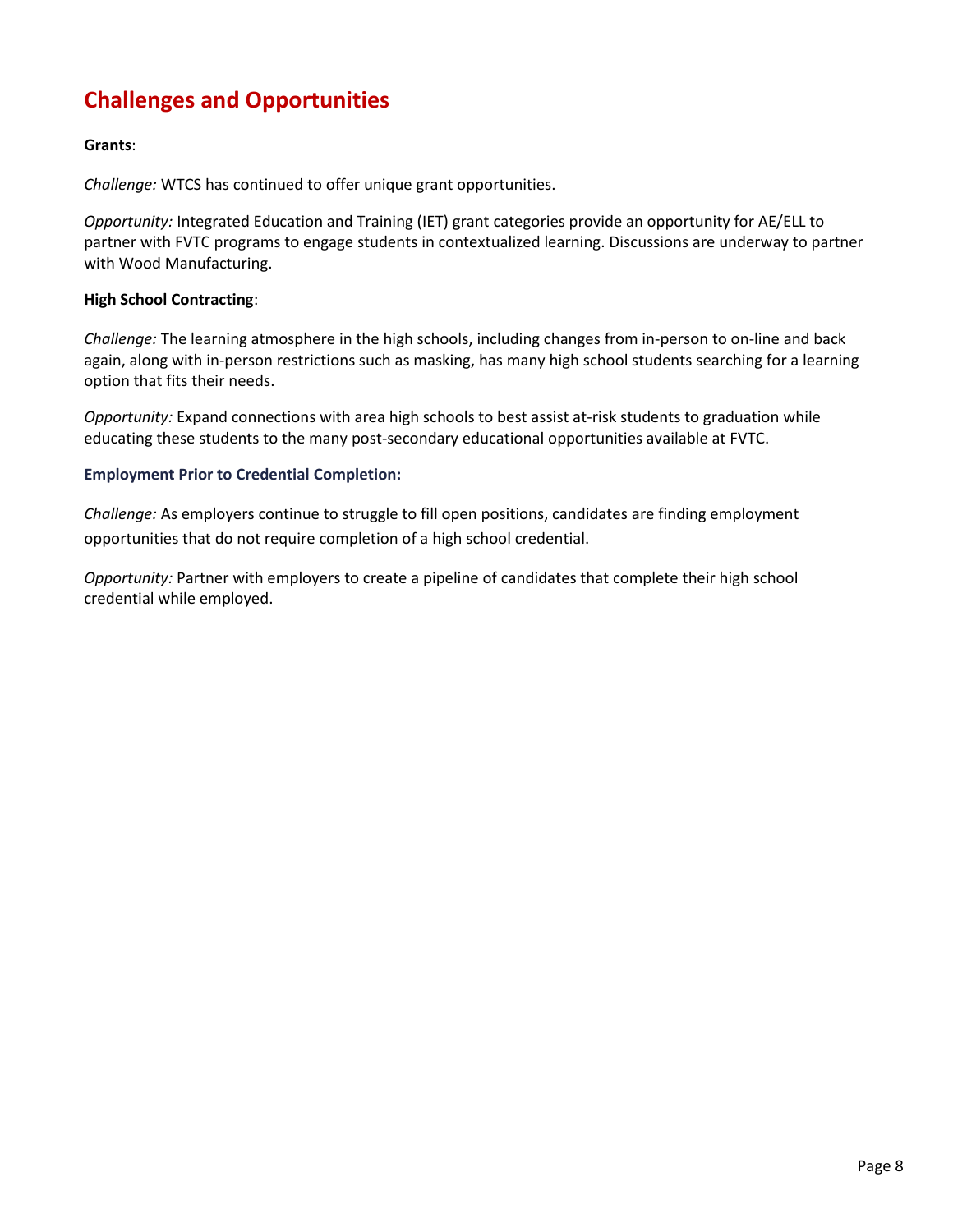## Challenges and Opportunities

**Grants**:

*Challenge:* WTCS has continued to offer unique grant opportunities.

*Opportunity:* Integrated Education and Training (IET) grant categories provide an opportunity for AE/ELL to partner with FVTC programs to engage students in contextualized learning. Discussions are underway to partner with Wood Manufacturing.

**High School Contracting**:

*Challenge:* The learning atmosphere in the high schools, including changes from in-person to on-line and back again, along with in-person restrictions such as masking, has many high school students searching for a learning option that fits their needs.

*Opportunity:* Expand connections with area high schools to best assist at-risk students to graduation while educating these students to the many post-secondary educational opportunities available at FVTC.

**Employment Prior to Credential Completion:**

*Challenge:* As employers continue to struggle to fill open positions, candidates are finding employment opportunities that do not require completion of a high school credential.

*Opportunity:* Partner with employers to create a pipeline of candidates that complete their high school credential while employed.